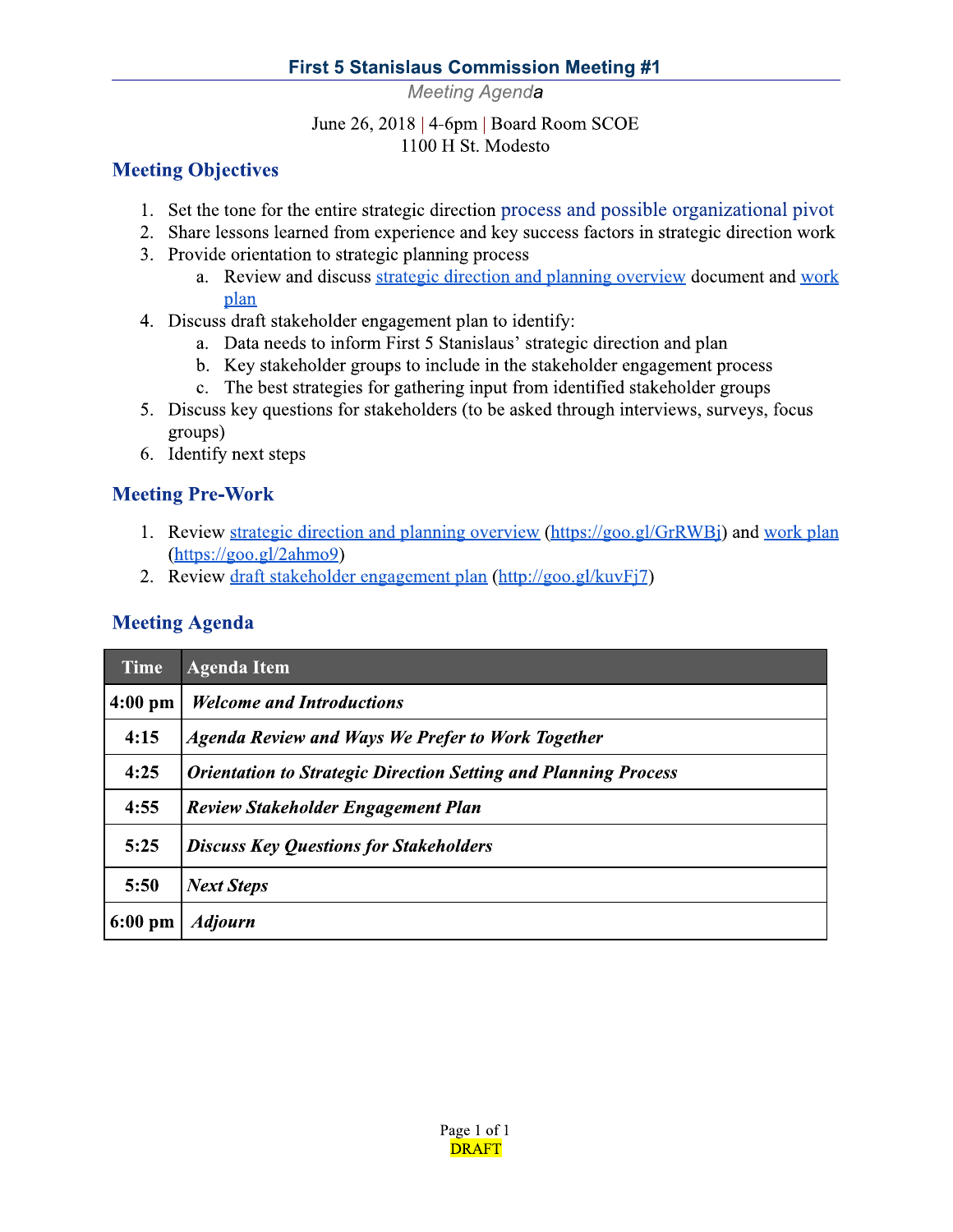# First 5 Stanislaus Commission Meeting #1

*Meeting Agenda*

June 26, 2018 | 4-6pm | Board Room SCOE
1100 H St. Modesto

## Meeting Objectives

1. Set the tone for the entire strategic direction process and possible organizational pivot
2. Share lessons learned from experience and key success factors in strategic direction work
3. Provide orientation to strategic planning process
   a. Review and discuss strategic direction and planning overview document and work plan
4. Discuss draft stakeholder engagement plan to identify:
   a. Data needs to inform First 5 Stanislaus' strategic direction and plan
   b. Key stakeholder groups to include in the stakeholder engagement process
   c. The best strategies for gathering input from identified stakeholder groups
5. Discuss key questions for stakeholders (to be asked through interviews, surveys, focus groups)
6. Identify next steps

## Meeting Pre-Work

1. Review strategic direction and planning overview (https://goo.gl/GrRWBj) and work plan (https://goo.gl/2ahmo9)
2. Review draft stakeholder engagement plan (http://goo.gl/kuvFj7)

## Meeting Agenda

| Time | Agenda Item |
|---|---|
| 4:00 pm | ***Welcome and Introductions*** |
| 4:15 | ***Agenda Review and Ways We Prefer to Work Together*** |
| 4:25 | ***Orientation to Strategic Direction Setting and Planning Process*** |
| 4:55 | ***Review Stakeholder Engagement Plan*** |
| 5:25 | ***Discuss Key Questions for Stakeholders*** |
| 5:50 | ***Next Steps*** |
| 6:00 pm | ***Adjourn*** |

DRAFT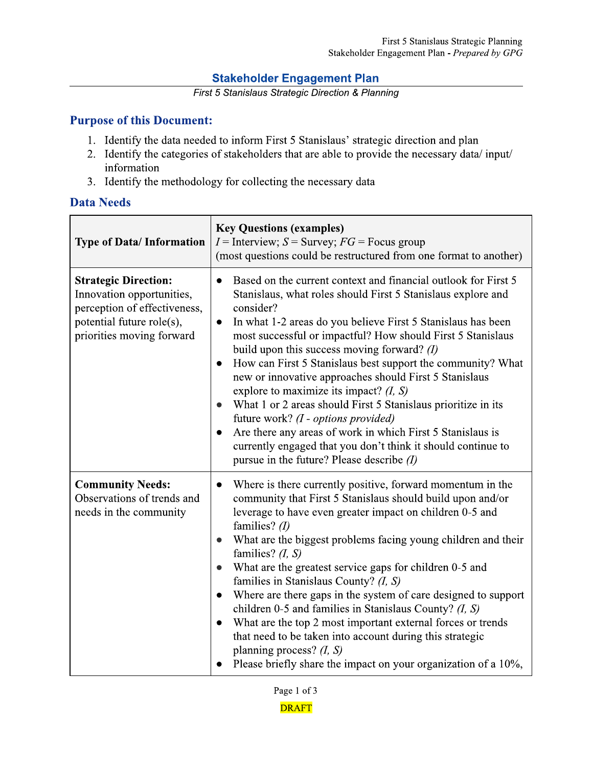## Stakeholder Engagement Plan

*First 5 Stanislaus Strategic Direction & Planning*

### Purpose of this Document:

1. Identify the data needed to inform First 5 Stanislaus' strategic direction and plan
2. Identify the categories of stakeholders that are able to provide the necessary data/ input/ information
3. Identify the methodology for collecting the necessary data

### Data Needs

| Type of Data/ Information | **Key Questions (examples)**<br>*I* = Interview; *S* = Survey; *FG* = Focus group<br>(most questions could be restructured from one format to another) |
|---|---|
| **Strategic Direction:** Innovation opportunities, perception of effectiveness, potential future role(s), priorities moving forward | • Based on the current context and financial outlook for First 5 Stanislaus, what roles should First 5 Stanislaus explore and consider?<br>• In what 1-2 areas do you believe First 5 Stanislaus has been most successful or impactful? How should First 5 Stanislaus build upon this success moving forward? *(I)*<br>• How can First 5 Stanislaus best support the community? What new or innovative approaches should First 5 Stanislaus explore to maximize its impact? *(I, S)*<br>• What 1 or 2 areas should First 5 Stanislaus prioritize in its future work? *(I - options provided)*<br>• Are there any areas of work in which First 5 Stanislaus is currently engaged that you don't think it should continue to pursue in the future? Please describe *(I)* |
| **Community Needs:** Observations of trends and needs in the community | • Where is there currently positive, forward momentum in the community that First 5 Stanislaus should build upon and/or leverage to have even greater impact on children 0-5 and families? *(I)*<br>• What are the biggest problems facing young children and their families? *(I, S)*<br>• What are the greatest service gaps for children 0-5 and families in Stanislaus County? *(I, S)*<br>• Where are there gaps in the system of care designed to support children 0-5 and families in Stanislaus County? *(I, S)*<br>• What are the top 2 most important external forces or trends that need to be taken into account during this strategic planning process? *(I, S)*<br>• Please briefly share the impact on your organization of a 10%, |

DRAFT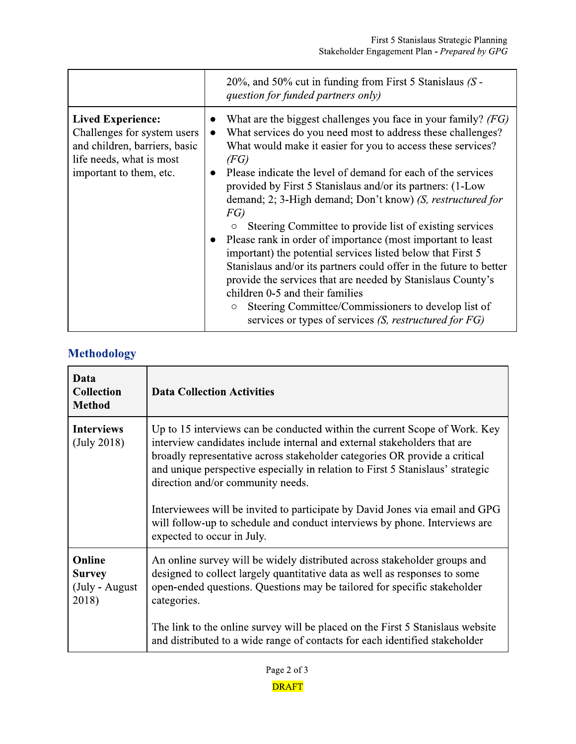| | |
|---|---|
| | 20%, and 50% cut in funding from First 5 Stanislaus *(S - question for funded partners only)* |
| **Lived Experience:** Challenges for system users and children, barriers, basic life needs, what is most important to them, etc. | • What are the biggest challenges you face in your family? *(FG)*<br>• What services do you need most to address these challenges? What would make it easier for you to access these services? *(FG)*<br>• Please indicate the level of demand for each of the services provided by First 5 Stanislaus and/or its partners: (1-Low demand; 2; 3-High demand; Don't know) *(S, restructured for FG)*<br>  ○ Steering Committee to provide list of existing services<br>• Please rank in order of importance (most important to least important) the potential services listed below that First 5 Stanislaus and/or its partners could offer in the future to better provide the services that are needed by Stanislaus County's children 0-5 and their families<br>  ○ Steering Committee/Commissioners to develop list of services or types of services *(S, restructured for FG)* |

## Methodology

| Data Collection Method | Data Collection Activities |
|---|---|
| **Interviews** (July 2018) | Up to 15 interviews can be conducted within the current Scope of Work. Key interview candidates include internal and external stakeholders that are broadly representative across stakeholder categories OR provide a critical and unique perspective especially in relation to First 5 Stanislaus' strategic direction and/or community needs.<br><br>Interviewees will be invited to participate by David Jones via email and GPG will follow-up to schedule and conduct interviews by phone. Interviews are expected to occur in July. |
| **Online Survey** (July - August 2018) | An online survey will be widely distributed across stakeholder groups and designed to collect largely quantitative data as well as responses to some open-ended questions. Questions may be tailored for specific stakeholder categories.<br><br>The link to the online survey will be placed on the First 5 Stanislaus website and distributed to a wide range of contacts for each identified stakeholder |

DRAFT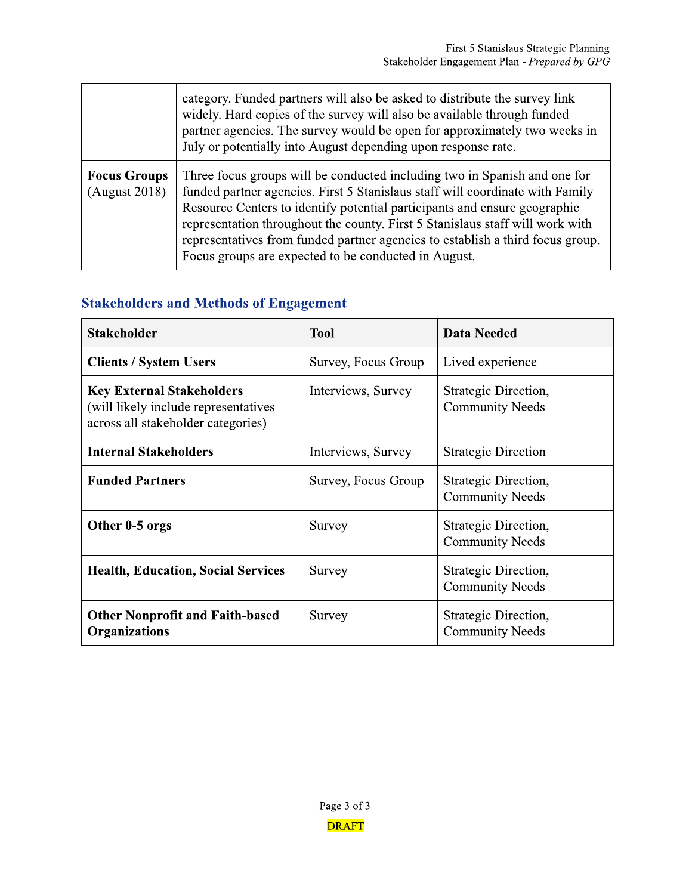| | |
|---|---|
| | category. Funded partners will also be asked to distribute the survey link widely. Hard copies of the survey will also be available through funded partner agencies. The survey would be open for approximately two weeks in July or potentially into August depending upon response rate. |
| **Focus Groups** (August 2018) | Three focus groups will be conducted including two in Spanish and one for funded partner agencies. First 5 Stanislaus staff will coordinate with Family Resource Centers to identify potential participants and ensure geographic representation throughout the county. First 5 Stanislaus staff will work with representatives from funded partner agencies to establish a third focus group. Focus groups are expected to be conducted in August. |

## Stakeholders and Methods of Engagement

| Stakeholder | Tool | Data Needed |
|---|---|---|
| **Clients / System Users** | Survey, Focus Group | Lived experience |
| **Key External Stakeholders** (will likely include representatives across all stakeholder categories) | Interviews, Survey | Strategic Direction, Community Needs |
| **Internal Stakeholders** | Interviews, Survey | Strategic Direction |
| **Funded Partners** | Survey, Focus Group | Strategic Direction, Community Needs |
| **Other 0-5 orgs** | Survey | Strategic Direction, Community Needs |
| **Health, Education, Social Services** | Survey | Strategic Direction, Community Needs |
| **Other Nonprofit and Faith-based Organizations** | Survey | Strategic Direction, Community Needs |

DRAFT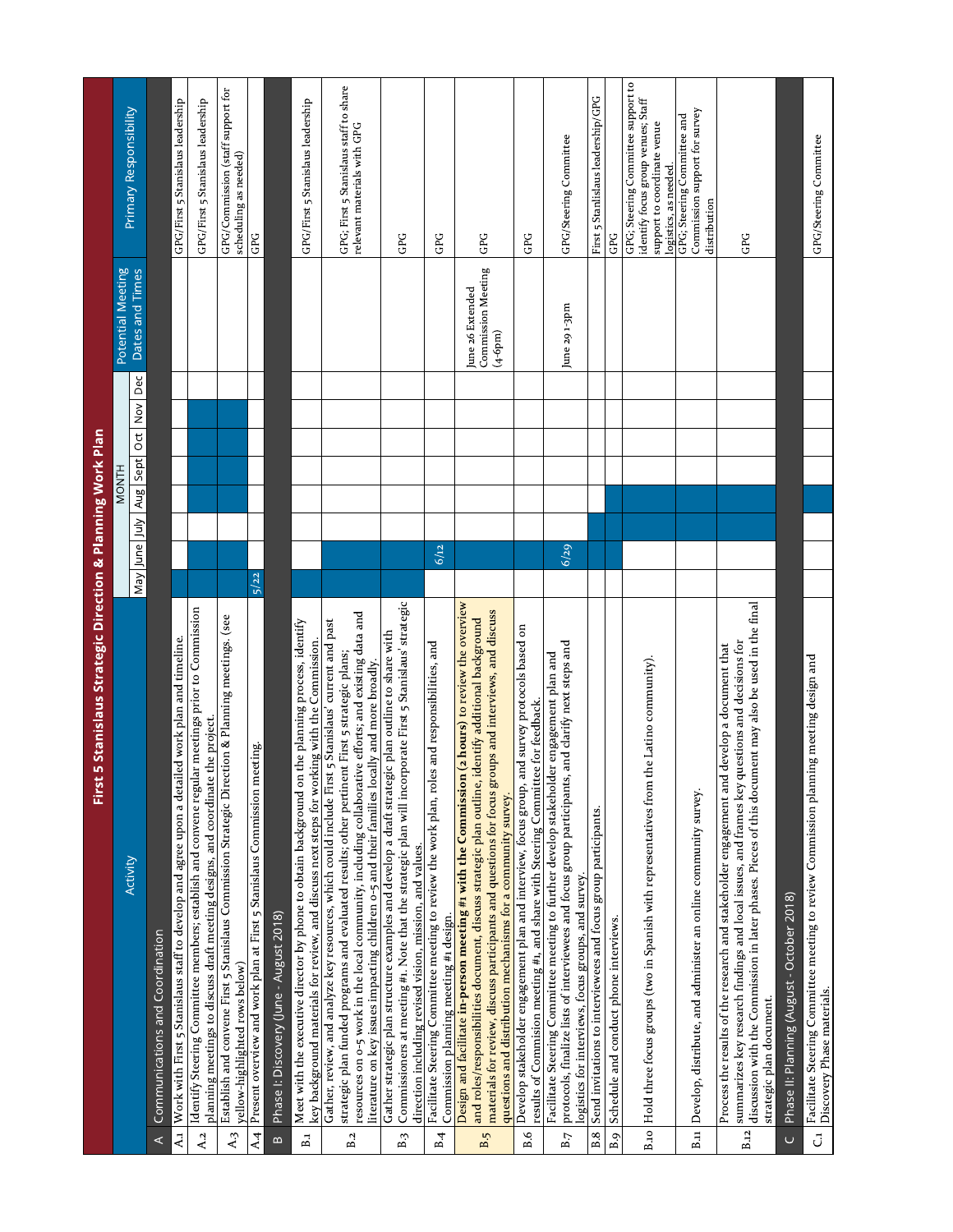# First 5 Stanislaus Strategic Direction & Planning Work Plan

| | Activity | May | June | July | Aug | Sept | Oct | Nov | Dec | Potential Meeting Dates and Times | Primary Responsibility |
|---|---|---|---|---|---|---|---|---|---|---|---|
| | | MONTH | | | | | | | | | |
| **A** | **Communications and Coordination** | | | | | | | | | | |
| A.1 | Work with First 5 Stanislaus staff to develop and agree upon a detailed work plan and timeline. | ■ | | | | | | | | | GPG/First 5 Stanislaus leadership |
| A.2 | Identify Steering Committee members; establish and convene regular meetings prior to Commission planning meetings to discuss draft meeting designs, and coordinate the project. | | ■ | | ■ | ■ | ■ | ■ | | | GPG/First 5 Stanislaus leadership |
| A.3 | Establish and convene First 5 Stanislaus Commission Strategic Direction & Planning meetings. (see yellow-highlighted rows below) | | ■ | | ■ | ■ | ■ | ■ | | | GPG/Commission (staff support for scheduling as needed) |
| A.4 | Present overview and work plan at First 5 Stanislaus Commission meeting. | 5/22 | | | | | | | | | GPG |
| **B** | **Phase I: Discovery (June - August 2018)** | | | | | | | | | | |
| B.1 | Meet with the executive director by phone to obtain background on the planning process, identify key background materials for review, and discuss next steps for working with the Commission. | ■ | ■ | | | | | | | | GPG/First 5 Stanislaus leadership |
| B.2 | Gather, review, and analyze key resources, which could include First 5 Stanislaus' current and past strategic plan funded programs and evaluated results; other pertinent First 5 strategic plans; resources on 0-5 work in the local community, including collaborative efforts; and existing data and literature on key issues impacting children 0-5 and their families locally and more broadly. | ■ | ■ | | | | | | | | GPG; First 5 Stanislaus staff to share relevant materials with GPG |
| B.3 | Gather strategic plan structure examples and develop a draft strategic plan outline to share with Commissioners at meeting #1. Note that the strategic plan will incorporate First 5 Stanislaus' strategic direction including revised vision, mission, and values. | ■ | ■ | | | | | | | | GPG |
| B.4 | Facilitate Steering Committee meeting to review the work plan, roles and responsibilities, and Commission planning meeting #1 design. | | 6/12 | | | | | | | | GPG |
| B.5 | Design and facilitate **in-person meeting #1 with the Commission (2 hours)** to review the overview and roles/responsibilities document, discuss strategic plan outline, identify additional background materials for review, discuss participants and questions for focus groups and interviews, and discuss questions and distribution mechanisms for a community survey. | | ■ | ■ | | | | | | June 26 Extended Commission Meeting (4-6pm) | GPG |
| B.6 | Develop stakeholder engagement plan and interview, focus group, and survey protocols based on results of Commision meeting #1, and share with Steering Committee for feedback. | | ■ | ■ | | | | | | | GPG |
| B.7 | Facilitate Steering Committee meeting to further develop stakeholder engagement plan and protocols, finalize lists of interviewees and focus group participants, and clarify next steps and logistics for interviews, focus groups, and survey. | | 6/29 | ■ | | | | | | June 29 1-3pm | GPG/Steering Committee |
| B.8 | Send invitations to interviewees and focus group participants. | | | ■ | | | | | | | First 5 Stanlislaus leadership/GPG |
| B.9 | Schedule and conduct phone interviews. | | | ■ | ■ | | | | | | GPG |
| B.10 | Hold three focus groups (two in Spanish with representatives from the Latino community). | | | ■ | ■ | | | | | | GPG; Steering Committee support to identify focus group venues; Staff support to coordinate venue logistics, as needed. |
| B.11 | Develop, distribute, and administer an online community survey. | | | ■ | ■ | | | | | | GPG; Steering Committee and Commission support for survey distribution |
| B.12 | Process the results of the research and stakeholder engagement and develop a document that summarizes key research findings and local issues, and frames key questions and decisions for discussion with the Commission in later phases. Pieces of this document may also be used in the final strategic plan document. | | | ■ | ■ | | | | | | GPG |
| **C** | **Phase II: Planning (August - October 2018)** | | | | | | | | | | |
| C.1 | Facilitate Steering Committee meeting to review Commission planning meeting design and Discovery Phase materials. | | | | ■ | | | | | | GPG/Steering Committee |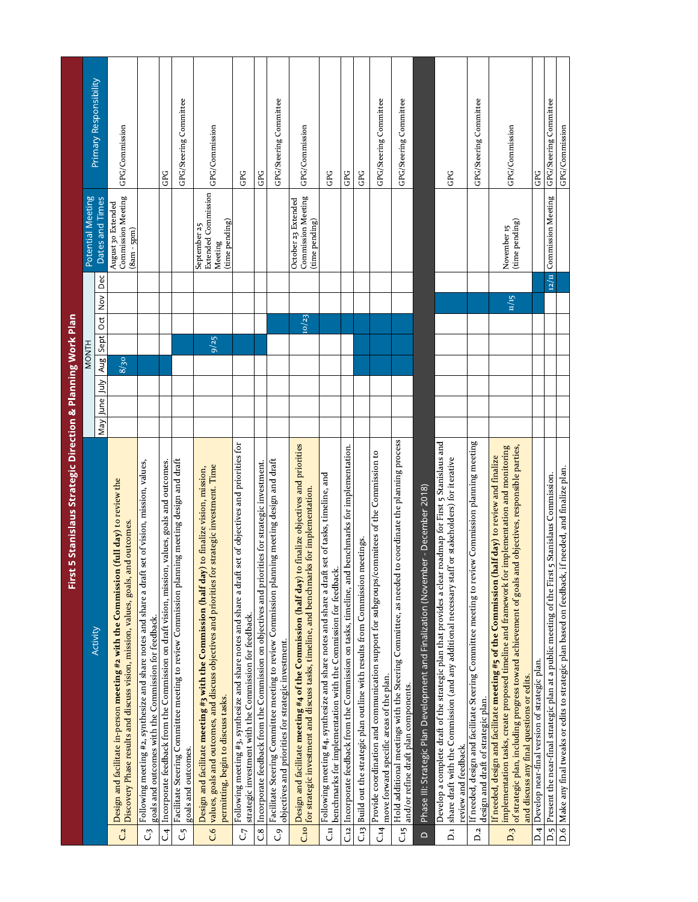# First 5 Stanislaus Strategic Direction & Planning Work Plan

| | Activity | May | June | July | Aug | Sept | Oct | Nov | Dec | Potential Meeting Dates and Times | Primary Responsibility |
|---|---|---|---|---|---|---|---|---|---|---|---|
| C.2 | Design and facilitate in-person **meeting #2 with the Commission (full day)** to review the Discovery Phase results and discuss vision, mission, values, goals, and outcomes. | | | | 8/30 | | | | | August 30 Extended Commission Meeting (8am - 5pm) | GPG/Commission |
| C.3 | Following meeting #2, synthesize and share notes and share a draft set of vision, mission, values, goals and outcomes with the Commission for feedback. | | | | | | | | | | |
| C.4 | Incorporate feedback from the Commission on draft vision, mission, values, goals and outcomes. | | | | | | | | | | GPG |
| C.5 | Facilitate Steering Committee meeting to review Commission planning meeting design and draft goals and outcomes. | | | | | | | | | | GPG/Steering Committee |
| C.6 | Design and facilitate **meeting #3 with the Commission (half day)** to finalize vision, mission, values, goals and outcomes, and discuss objectives and priorities for strategic investment. Time permitting, begin to discuss tasks. | | | | | 9/25 | | | | September 25 Extended Commission Meeting (time pending) | GPG/Commission |
| C.7 | Following meeting #3, synthesize and share notes and share a draft set of objectives and priorities for strategic investment with the Commission for feedback. | | | | | | | | | | GPG |
| C.8 | Incorporate feedback from the Commission on objectives and priorities for strategic investment. | | | | | | | | | | GPG |
| C.9 | Facilitate Steering Committee meeting to review Commission planning meeting design and draft objectives and priorities for strategic investment. | | | | | | | | | | GPG/Steering Committee |
| C.10 | Design and facilitate **meeting #4 of the Commission (half day)** to finalize objectives and priorities for strategic investment and discuss tasks, timeline, and benchmarks for implementation. | | | | | | 10/23 | | | October 23 Extended Commission Meeting (time pending) | GPG/Commission |
| C.11 | Following meeting #4, synthesize and share notes and share a draft set of tasks, timeline, and benchmarks for implementation with the Commission for feedback. | | | | | | | | | | GPG |
| C.12 | Incorporate feedback from the Commission on tasks, timeline, and benchmarks for implementation. | | | | | | | | | | GPG |
| C.13 | Build out the strategic plan outline with results from Commission meetings. | | | | | | | | | | GPG |
| C.14 | Provide coordination and communication support for subgroups/commitees of the Commission to move forward specific areas of the plan. | | | | | | | | | | GPG/Steering Committee |
| C.15 | Hold additional meetings with the Steering Committee, as needed to coordinate the planning process and/or refine draft plan components. | | | | | | | | | | GPG/Steering Committee |
| D | Phase III: Strategic Plan Development and Finalization (November - December 2018) | | | | | | | | | | |
| D.1 | Develop a complete draft of the strategic plan that provides a clear roadmap for First 5 Stanislaus and share draft with the Commission (and any additional necessary staff or stakeholders) for iterative review and feedback. | | | | | | | | | | GPG |
| D.2 | If needed, design and facilitate Steering Committee meeting to review Commission planning meeting design and draft of strategic plan. | | | | | | | | | | GPG/Steering Committee |
| D.3 | If needed, design and facilitate **meeting #5 of the Commission (half day)** to review and finalize implementation tasks, create proposed timeline and framework for implementation and monitoring of strategic plan, including progress toward achievement of goals and objectives, responsible parties, and discuss any final questions or edits. | | | | | | | 11/15 | | November 15 (time pending) | GPG/Commission |
| D.4 | Develop near-final version of strategic plan. | | | | | | | | | | GPG |
| D.5 | Present the near-final strategic plan at a public meeting of the First 5 Stanislaus Commission. | | | | | | | | 12/11 | Commission Meeting | GPG/Steering Committee |
| D.6 | Make any final tweaks or edits to strategic plan based on feedback, if needed, and finalize plan. | | | | | | | | | | GPG/Commission |